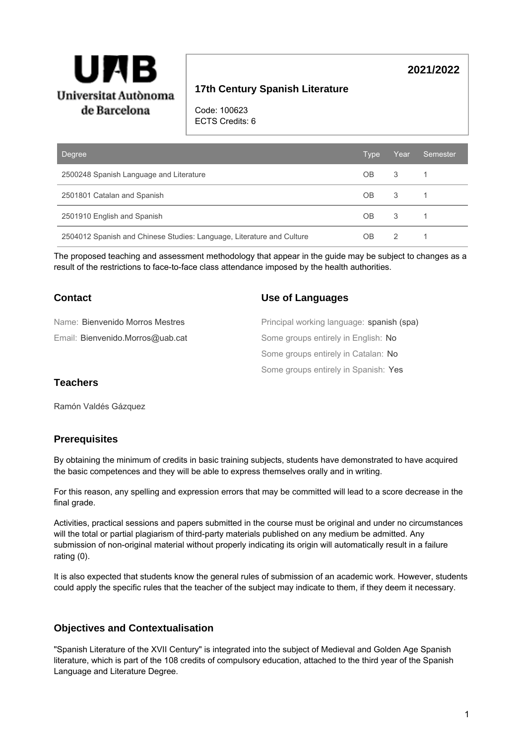**Universitat Autònoma de Barcelona**

# 17th Century Spanish Literature

**2021/2022**

Code: 100623
ECTS Credits: 6

| Degree | Type | Year | Semester |
|---|---|---|---|
| 2500248 Spanish Language and Literature | OB | 3 | 1 |
| 2501801 Catalan and Spanish | OB | 3 | 1 |
| 2501910 English and Spanish | OB | 3 | 1 |
| 2504012 Spanish and Chinese Studies: Language, Literature and Culture | OB | 2 | 1 |

The proposed teaching and assessment methodology that appear in the guide may be subject to changes as a result of the restrictions to face-to-face class attendance imposed by the health authorities.

## Contact

Name: Bienvenido Morros Mestres

Email: Bienvenido.Morros@uab.cat

## Use of Languages

Principal working language: spanish (spa)

Some groups entirely in English: No

Some groups entirely in Catalan: No

Some groups entirely in Spanish: Yes

## Teachers

Ramón Valdés Gázquez

## Prerequisites

By obtaining the minimum of credits in basic training subjects, students have demonstrated to have acquired the basic competences and they will be able to express themselves orally and in writing.

For this reason, any spelling and expression errors that may be committed will lead to a score decrease in the final grade.

Activities, practical sessions and papers submitted in the course must be original and under no circumstances will the total or partial plagiarism of third-party materials published on any medium be admitted. Any submission of non-original material without properly indicating its origin will automatically result in a failure rating (0).

It is also expected that students know the general rules of submission of an academic work. However, students could apply the specific rules that the teacher of the subject may indicate to them, if they deem it necessary.

## Objectives and Contextualisation

"Spanish Literature of the XVII Century" is integrated into the subject of Medieval and Golden Age Spanish literature, which is part of the 108 credits of compulsory education, attached to the third year of the Spanish Language and Literature Degree.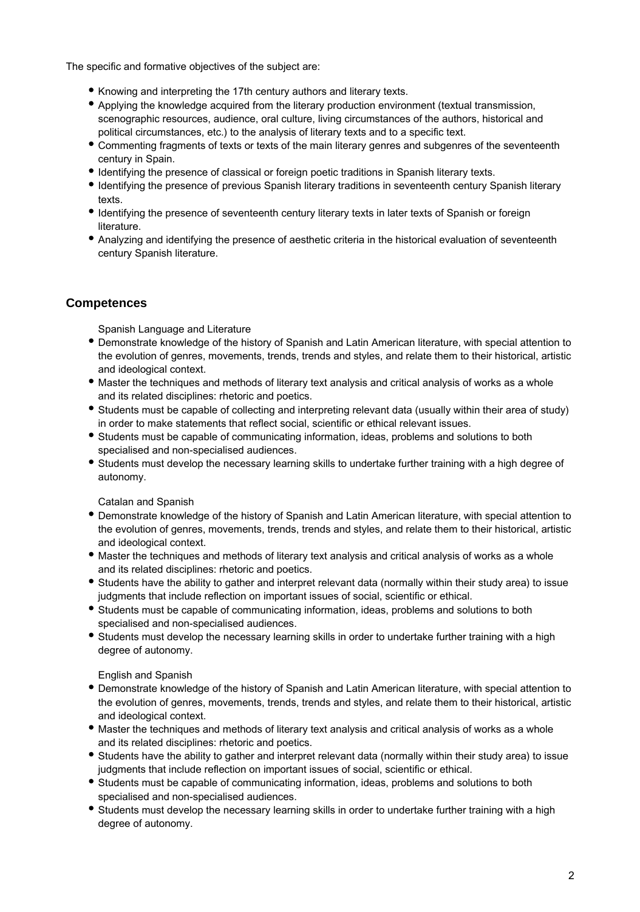The specific and formative objectives of the subject are:

- Knowing and interpreting the 17th century authors and literary texts.
- Applying the knowledge acquired from the literary production environment (textual transmission, scenographic resources, audience, oral culture, living circumstances of the authors, historical and political circumstances, etc.) to the analysis of literary texts and to a specific text.
- Commenting fragments of texts or texts of the main literary genres and subgenres of the seventeenth century in Spain.
- Identifying the presence of classical or foreign poetic traditions in Spanish literary texts.
- Identifying the presence of previous Spanish literary traditions in seventeenth century Spanish literary texts.
- Identifying the presence of seventeenth century literary texts in later texts of Spanish or foreign literature.
- Analyzing and identifying the presence of aesthetic criteria in the historical evaluation of seventeenth century Spanish literature.

## Competences

Spanish Language and Literature

- Demonstrate knowledge of the history of Spanish and Latin American literature, with special attention to the evolution of genres, movements, trends, trends and styles, and relate them to their historical, artistic and ideological context.
- Master the techniques and methods of literary text analysis and critical analysis of works as a whole and its related disciplines: rhetoric and poetics.
- Students must be capable of collecting and interpreting relevant data (usually within their area of study) in order to make statements that reflect social, scientific or ethical relevant issues.
- Students must be capable of communicating information, ideas, problems and solutions to both specialised and non-specialised audiences.
- Students must develop the necessary learning skills to undertake further training with a high degree of autonomy.

Catalan and Spanish

- Demonstrate knowledge of the history of Spanish and Latin American literature, with special attention to the evolution of genres, movements, trends, trends and styles, and relate them to their historical, artistic and ideological context.
- Master the techniques and methods of literary text analysis and critical analysis of works as a whole and its related disciplines: rhetoric and poetics.
- Students have the ability to gather and interpret relevant data (normally within their study area) to issue judgments that include reflection on important issues of social, scientific or ethical.
- Students must be capable of communicating information, ideas, problems and solutions to both specialised and non-specialised audiences.
- Students must develop the necessary learning skills in order to undertake further training with a high degree of autonomy.

English and Spanish

- Demonstrate knowledge of the history of Spanish and Latin American literature, with special attention to the evolution of genres, movements, trends, trends and styles, and relate them to their historical, artistic and ideological context.
- Master the techniques and methods of literary text analysis and critical analysis of works as a whole and its related disciplines: rhetoric and poetics.
- Students have the ability to gather and interpret relevant data (normally within their study area) to issue judgments that include reflection on important issues of social, scientific or ethical.
- Students must be capable of communicating information, ideas, problems and solutions to both specialised and non-specialised audiences.
- Students must develop the necessary learning skills in order to undertake further training with a high degree of autonomy.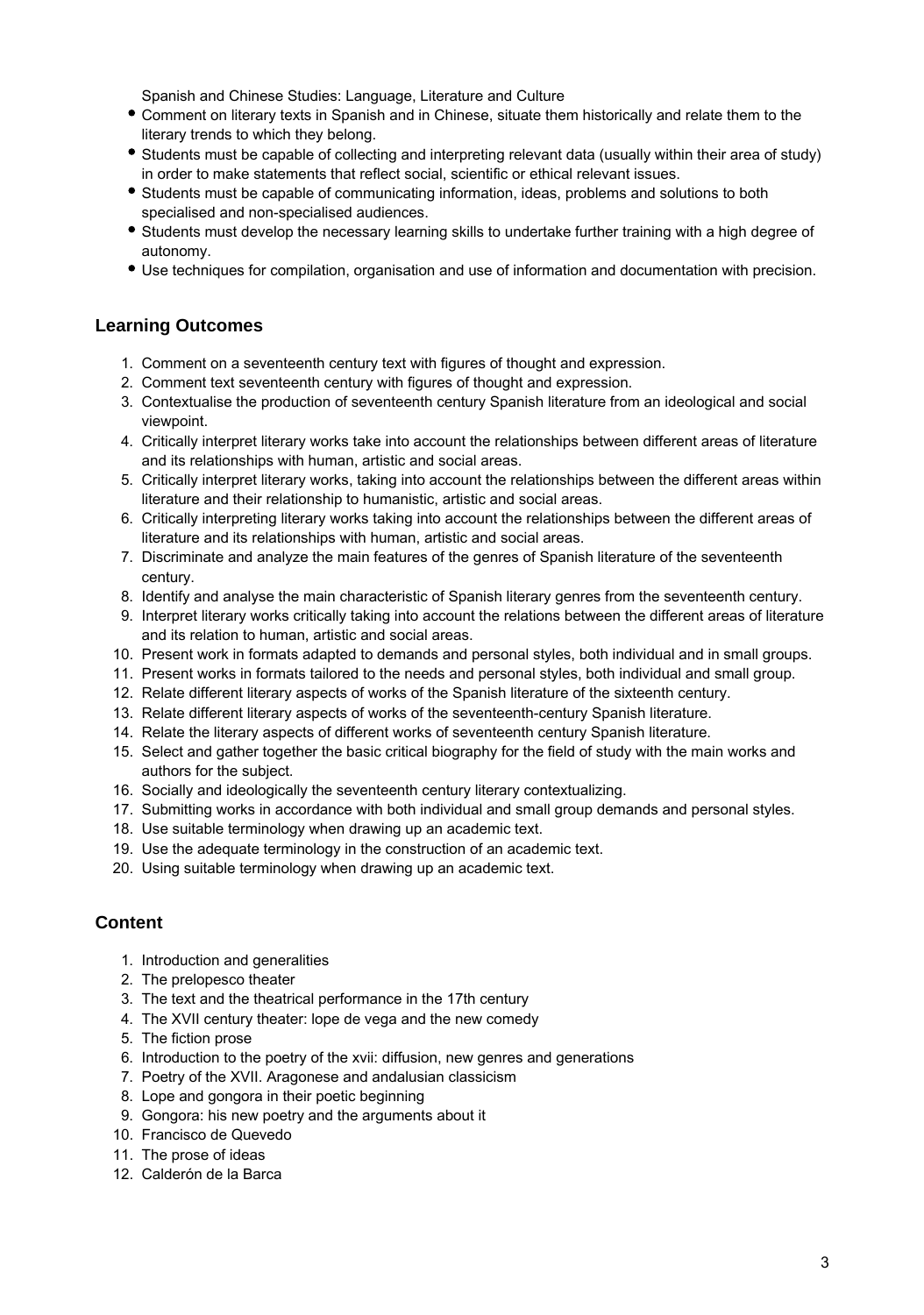Spanish and Chinese Studies: Language, Literature and Culture

- Comment on literary texts in Spanish and in Chinese, situate them historically and relate them to the literary trends to which they belong.
- Students must be capable of collecting and interpreting relevant data (usually within their area of study) in order to make statements that reflect social, scientific or ethical relevant issues.
- Students must be capable of communicating information, ideas, problems and solutions to both specialised and non-specialised audiences.
- Students must develop the necessary learning skills to undertake further training with a high degree of autonomy.
- Use techniques for compilation, organisation and use of information and documentation with precision.

## Learning Outcomes

1. Comment on a seventeenth century text with figures of thought and expression.
2. Comment text seventeenth century with figures of thought and expression.
3. Contextualise the production of seventeenth century Spanish literature from an ideological and social viewpoint.
4. Critically interpret literary works take into account the relationships between different areas of literature and its relationships with human, artistic and social areas.
5. Critically interpret literary works, taking into account the relationships between the different areas within literature and their relationship to humanistic, artistic and social areas.
6. Critically interpreting literary works taking into account the relationships between the different areas of literature and its relationships with human, artistic and social areas.
7. Discriminate and analyze the main features of the genres of Spanish literature of the seventeenth century.
8. Identify and analyse the main characteristic of Spanish literary genres from the seventeenth century.
9. Interpret literary works critically taking into account the relations between the different areas of literature and its relation to human, artistic and social areas.
10. Present work in formats adapted to demands and personal styles, both individual and in small groups.
11. Present works in formats tailored to the needs and personal styles, both individual and small group.
12. Relate different literary aspects of works of the Spanish literature of the sixteenth century.
13. Relate different literary aspects of works of the seventeenth-century Spanish literature.
14. Relate the literary aspects of different works of seventeenth century Spanish literature.
15. Select and gather together the basic critical biography for the field of study with the main works and authors for the subject.
16. Socially and ideologically the seventeenth century literary contextualizing.
17. Submitting works in accordance with both individual and small group demands and personal styles.
18. Use suitable terminology when drawing up an academic text.
19. Use the adequate terminology in the construction of an academic text.
20. Using suitable terminology when drawing up an academic text.

## Content

1. Introduction and generalities
2. The prelopesco theater
3. The text and the theatrical performance in the 17th century
4. The XVII century theater: lope de vega and the new comedy
5. The fiction prose
6. Introduction to the poetry of the xvii: diffusion, new genres and generations
7. Poetry of the XVII. Aragonese and andalusian classicism
8. Lope and gongora in their poetic beginning
9. Gongora: his new poetry and the arguments about it
10. Francisco de Quevedo
11. The prose of ideas
12. Calderón de la Barca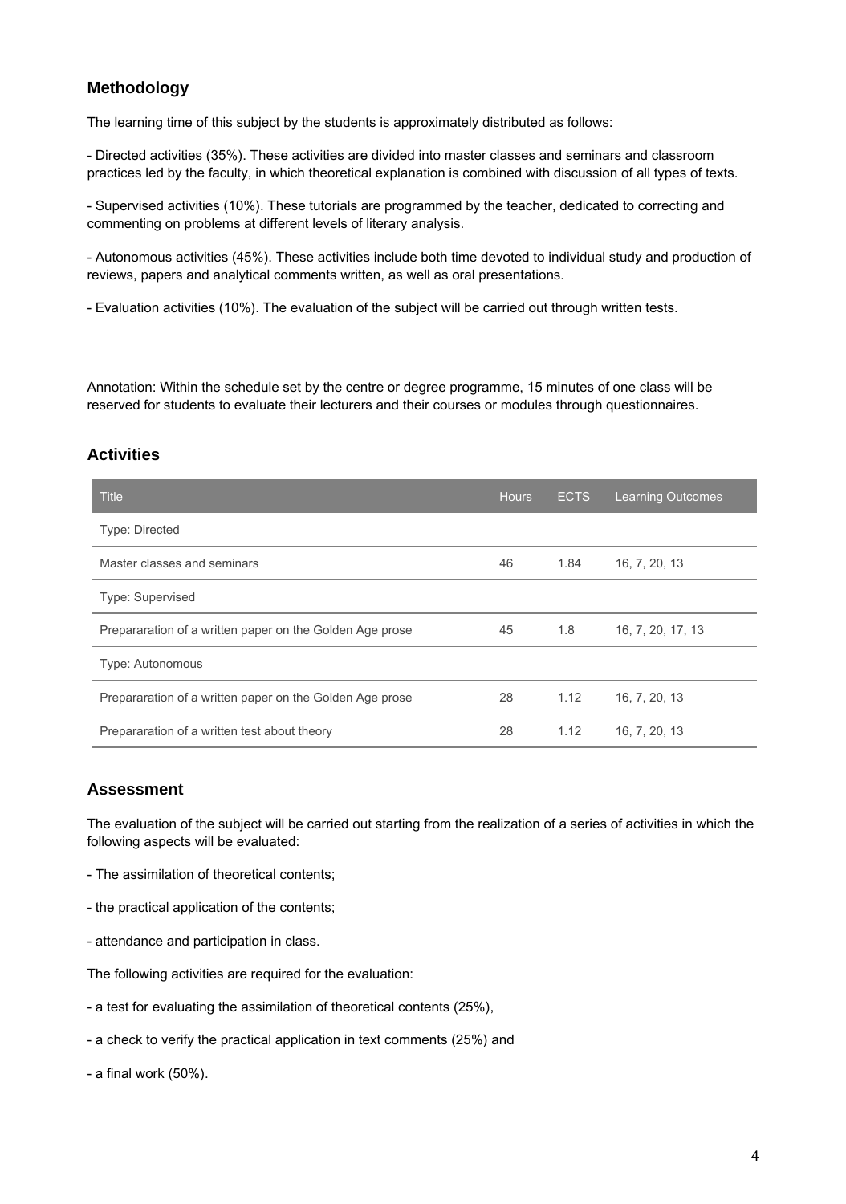## Methodology

The learning time of this subject by the students is approximately distributed as follows:

- Directed activities (35%). These activities are divided into master classes and seminars and classroom practices led by the faculty, in which theoretical explanation is combined with discussion of all types of texts.

- Supervised activities (10%). These tutorials are programmed by the teacher, dedicated to correcting and commenting on problems at different levels of literary analysis.

- Autonomous activities (45%). These activities include both time devoted to individual study and production of reviews, papers and analytical comments written, as well as oral presentations.

- Evaluation activities (10%). The evaluation of the subject will be carried out through written tests.

Annotation: Within the schedule set by the centre or degree programme, 15 minutes of one class will be reserved for students to evaluate their lecturers and their courses or modules through questionnaires.

## Activities

| Title | Hours | ECTS | Learning Outcomes |
|---|---|---|---|
| Type: Directed | | | |
| Master classes and seminars | 46 | 1.84 | 16, 7, 20, 13 |
| Type: Supervised | | | |
| Prepararation of a written paper on the Golden Age prose | 45 | 1.8 | 16, 7, 20, 17, 13 |
| Type: Autonomous | | | |
| Prepararation of a written paper on the Golden Age prose | 28 | 1.12 | 16, 7, 20, 13 |
| Prepararation of a written test about theory | 28 | 1.12 | 16, 7, 20, 13 |

## Assessment

The evaluation of the subject will be carried out starting from the realization of a series of activities in which the following aspects will be evaluated:

- The assimilation of theoretical contents;

- the practical application of the contents;

- attendance and participation in class.

The following activities are required for the evaluation:

- a test for evaluating the assimilation of theoretical contents (25%),

- a check to verify the practical application in text comments (25%) and

- a final work (50%).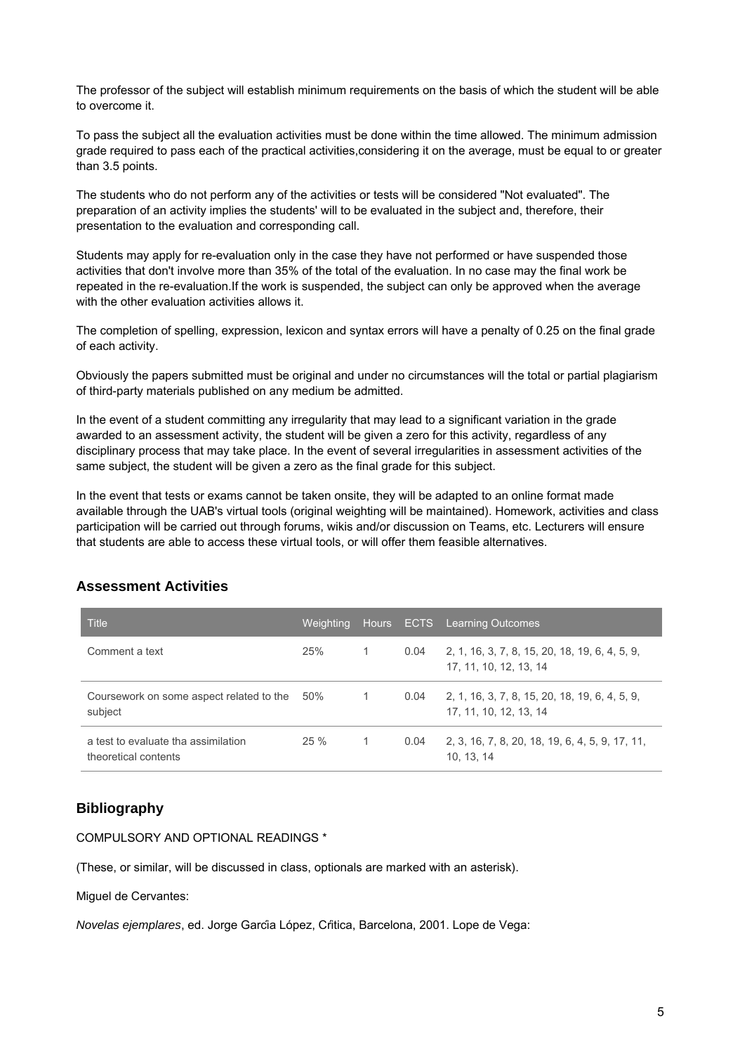The professor of the subject will establish minimum requirements on the basis of which the student will be able to overcome it.

To pass the subject all the evaluation activities must be done within the time allowed. The minimum admission grade required to pass each of the practical activities,considering it on the average, must be equal to or greater than 3.5 points.

The students who do not perform any of the activities or tests will be considered "Not evaluated". The preparation of an activity implies the students' will to be evaluated in the subject and, therefore, their presentation to the evaluation and corresponding call.

Students may apply for re-evaluation only in the case they have not performed or have suspended those activities that don't involve more than 35% of the total of the evaluation. In no case may the final work be repeated in the re-evaluation.If the work is suspended, the subject can only be approved when the average with the other evaluation activities allows it.

The completion of spelling, expression, lexicon and syntax errors will have a penalty of 0.25 on the final grade of each activity.

Obviously the papers submitted must be original and under no circumstances will the total or partial plagiarism of third-party materials published on any medium be admitted.

In the event of a student committing any irregularity that may lead to a significant variation in the grade awarded to an assessment activity, the student will be given a zero for this activity, regardless of any disciplinary process that may take place. In the event of several irregularities in assessment activities of the same subject, the student will be given a zero as the final grade for this subject.

In the event that tests or exams cannot be taken onsite, they will be adapted to an online format made available through the UAB's virtual tools (original weighting will be maintained). Homework, activities and class participation will be carried out through forums, wikis and/or discussion on Teams, etc. Lecturers will ensure that students are able to access these virtual tools, or will offer them feasible alternatives.

## Assessment Activities

| Title | Weighting | Hours | ECTS | Learning Outcomes |
|---|---|---|---|---|
| Comment a text | 25% | 1 | 0.04 | 2, 1, 16, 3, 7, 8, 15, 20, 18, 19, 6, 4, 5, 9, 17, 11, 10, 12, 13, 14 |
| Coursework on some aspect related to the subject | 50% | 1 | 0.04 | 2, 1, 16, 3, 7, 8, 15, 20, 18, 19, 6, 4, 5, 9, 17, 11, 10, 12, 13, 14 |
| a test to evaluate tha assimilation theoretical contents | 25 % | 1 | 0.04 | 2, 3, 16, 7, 8, 20, 18, 19, 6, 4, 5, 9, 17, 11, 10, 13, 14 |

## Bibliography

COMPULSORY AND OPTIONAL READINGS *

(These, or similar, will be discussed in class, optionals are marked with an asterisk).

Miguel de Cervantes:

*Novelas ejemplares*, ed. Jorge García López, Crítica, Barcelona, 2001. Lope de Vega: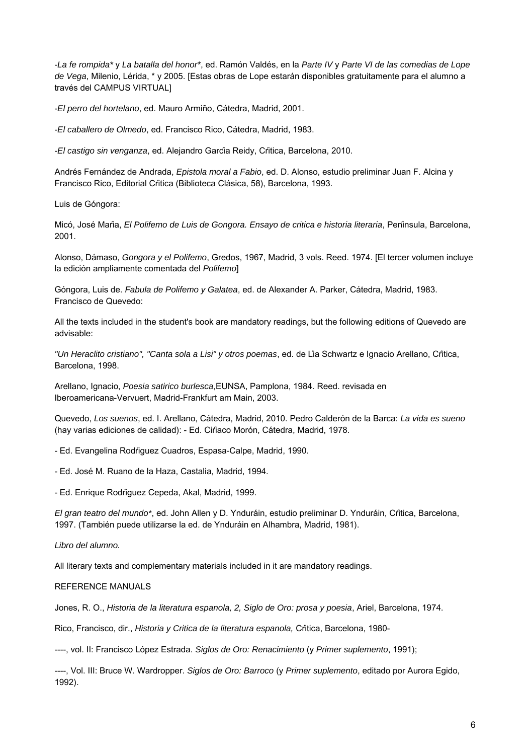-*La fe rompida** y *La batalla del honor**, ed. Ramón Valdés, en la *Parte IV* y *Parte VI de las comedias de Lope de Vega*, Milenio, Lérida, * y 2005. [Estas obras de Lope estarán disponibles gratuitamente para el alumno a través del CAMPUS VIRTUAL]

-*El perro del hortelano*, ed. Mauro Armiño, Cátedra, Madrid, 2001.

-*El caballero de Olmedo*, ed. Francisco Rico, Cátedra, Madrid, 1983.

-*El castigo sin venganza*, ed. Alejandro García Reidy, Crítica, Barcelona, 2010.

Andrés Fernández de Andrada, *Epistola moral a Fabio*, ed. D. Alonso, estudio preliminar Juan F. Alcina y Francisco Rico, Editorial Crítica (Biblioteca Clásica, 58), Barcelona, 1993.

Luis de Góngora:

Micó, José María, *El Polifemo de Luis de Gongora. Ensayo de critica e historia literaria*, Península, Barcelona, 2001.

Alonso, Dámaso, *Gongora y el Polifemo*, Gredos, 1967, Madrid, 3 vols. Reed. 1974. [El tercer volumen incluye la edición ampliamente comentada del *Polifemo*]

Góngora, Luis de. *Fabula de Polifemo y Galatea*, ed. de Alexander A. Parker, Cátedra, Madrid, 1983.
Francisco de Quevedo:

All the texts included in the student's book are mandatory readings, but the following editions of Quevedo are advisable:

*"Un Heraclito cristiano", "Canta sola a Lisi" y otros poemas*, ed. de Lía Schwartz e Ignacio Arellano, Crítica, Barcelona, 1998.

Arellano, Ignacio, *Poesia satirico burlesca*,EUNSA, Pamplona, 1984. Reed. revisada en Iberoamericana-Vervuert, Madrid-Frankfurt am Main, 2003.

Quevedo, *Los suenos*, ed. I. Arellano, Cátedra, Madrid, 2010. Pedro Calderón de la Barca: *La vida es sueno* (hay varias ediciones de calidad): - Ed. Ciríaco Morón, Cátedra, Madrid, 1978.

- Ed. Evangelina Rodríguez Cuadros, Espasa-Calpe, Madrid, 1990.

- Ed. José M. Ruano de la Haza, Castalia, Madrid, 1994.

- Ed. Enrique Rodríguez Cepeda, Akal, Madrid, 1999.

*El gran teatro del mundo**, ed. John Allen y D. Ynduráin, estudio preliminar D. Ynduráin, Crítica, Barcelona, 1997. (También puede utilizarse la ed. de Ynduráin en Alhambra, Madrid, 1981).

*Libro del alumno.*

All literary texts and complementary materials included in it are mandatory readings.

REFERENCE MANUALS

Jones, R. O., *Historia de la literatura espanola, 2, Siglo de Oro: prosa y poesia*, Ariel, Barcelona, 1974.

Rico, Francisco, dir., *Historia y Critica de la literatura espanola,* Crítica, Barcelona, 1980-

----, vol. II: Francisco López Estrada. *Siglos de Oro: Renacimiento* (y *Primer suplemento*, 1991);

----, Vol. III: Bruce W. Wardropper. *Siglos de Oro: Barroco* (y *Primer suplemento*, editado por Aurora Egido, 1992).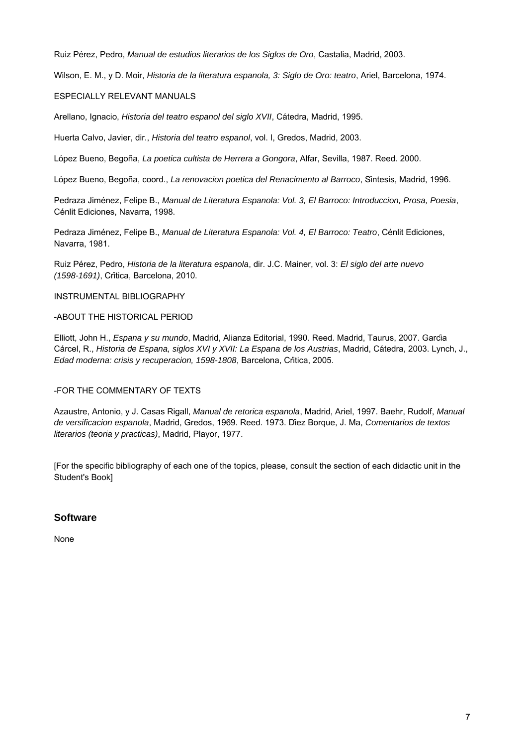Ruiz Pérez, Pedro, *Manual de estudios literarios de los Siglos de Oro*, Castalia, Madrid, 2003.

Wilson, E. M., y D. Moir, *Historia de la literatura espanola, 3: Siglo de Oro: teatro*, Ariel, Barcelona, 1974.

ESPECIALLY RELEVANT MANUALS

Arellano, Ignacio, *Historia del teatro espanol del siglo XVII*, Cátedra, Madrid, 1995.

Huerta Calvo, Javier, dir., *Historia del teatro espanol*, vol. I, Gredos, Madrid, 2003.

López Bueno, Begoña, *La poetica cultista de Herrera a Gongora*, Alfar, Sevilla, 1987. Reed. 2000.

López Bueno, Begoña, coord., *La renovacion poetica del Renacimento al Barroco*, Síntesis, Madrid, 1996.

Pedraza Jiménez, Felipe B., *Manual de Literatura Espanola: Vol. 3, El Barroco: Introduccion, Prosa, Poesia*, Cénlit Ediciones, Navarra, 1998.

Pedraza Jiménez, Felipe B., *Manual de Literatura Espanola: Vol. 4, El Barroco: Teatro*, Cénlit Ediciones, Navarra, 1981.

Ruiz Pérez, Pedro, *Historia de la literatura espanola*, dir. J.C. Mainer, vol. 3: *El siglo del arte nuevo (1598-1691)*, Crítica, Barcelona, 2010.

INSTRUMENTAL BIBLIOGRAPHY

-ABOUT THE HISTORICAL PERIOD

Elliott, John H., *Espana y su mundo*, Madrid, Alianza Editorial, 1990. Reed. Madrid, Taurus, 2007. García Cárcel, R., *Historia de Espana, siglos XVI y XVII: La Espana de los Austrias*, Madrid, Cátedra, 2003. Lynch, J., *Edad moderna: crisis y recuperacion, 1598-1808*, Barcelona, Crítica, 2005.

-FOR THE COMMENTARY OF TEXTS

Azaustre, Antonio, y J. Casas Rigall, *Manual de retorica espanola*, Madrid, Ariel, 1997. Baehr, Rudolf, *Manual de versificacion espanola*, Madrid, Gredos, 1969. Reed. 1973. Díez Borque, J. Ma, *Comentarios de textos literarios (teoria y practicas)*, Madrid, Playor, 1977.

[For the specific bibliography of each one of the topics, please, consult the section of each didactic unit in the Student's Book]

## Software

None